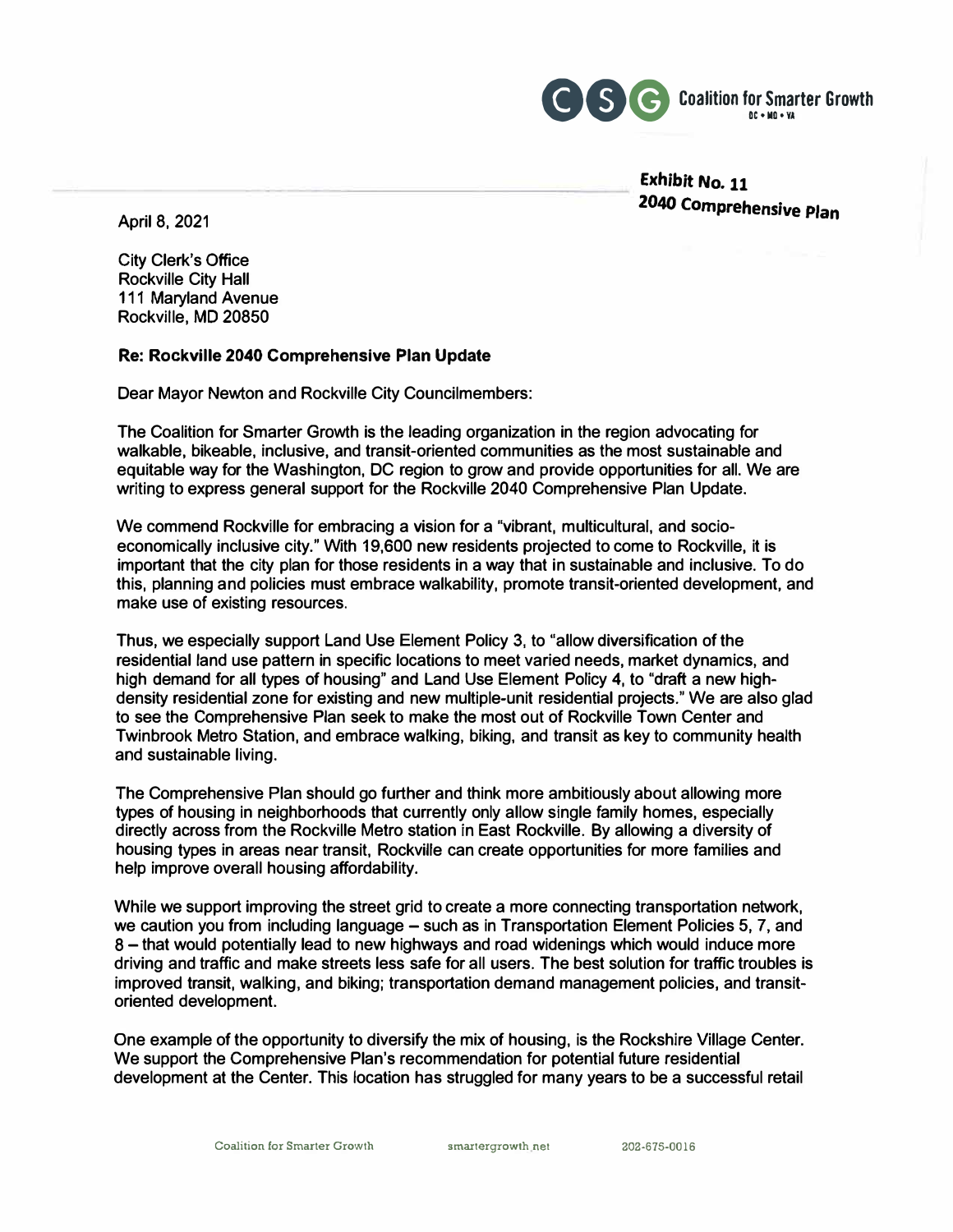Coalition for Smarter Growth
DC • MD • VA

**Exhibit No. 11**
**2040 Comprehensive Plan**

April 8, 2021

City Clerk's Office
Rockville City Hall
111 Maryland Avenue
Rockville, MD 20850

**Re: Rockville 2040 Comprehensive Plan Update**

Dear Mayor Newton and Rockville City Councilmembers:

The Coalition for Smarter Growth is the leading organization in the region advocating for walkable, bikeable, inclusive, and transit-oriented communities as the most sustainable and equitable way for the Washington, DC region to grow and provide opportunities for all. We are writing to express general support for the Rockville 2040 Comprehensive Plan Update.

We commend Rockville for embracing a vision for a "vibrant, multicultural, and socio-economically inclusive city." With 19,600 new residents projected to come to Rockville, it is important that the city plan for those residents in a way that in sustainable and inclusive. To do this, planning and policies must embrace walkability, promote transit-oriented development, and make use of existing resources.

Thus, we especially support Land Use Element Policy 3, to "allow diversification of the residential land use pattern in specific locations to meet varied needs, market dynamics, and high demand for all types of housing" and Land Use Element Policy 4, to "draft a new high-density residential zone for existing and new multiple-unit residential projects." We are also glad to see the Comprehensive Plan seek to make the most out of Rockville Town Center and Twinbrook Metro Station, and embrace walking, biking, and transit as key to community health and sustainable living.

The Comprehensive Plan should go further and think more ambitiously about allowing more types of housing in neighborhoods that currently only allow single family homes, especially directly across from the Rockville Metro station in East Rockville. By allowing a diversity of housing types in areas near transit, Rockville can create opportunities for more families and help improve overall housing affordability.

While we support improving the street grid to create a more connecting transportation network, we caution you from including language – such as in Transportation Element Policies 5, 7, and 8 – that would potentially lead to new highways and road widenings which would induce more driving and traffic and make streets less safe for all users. The best solution for traffic troubles is improved transit, walking, and biking; transportation demand management policies, and transit-oriented development.

One example of the opportunity to diversify the mix of housing, is the Rockshire Village Center. We support the Comprehensive Plan's recommendation for potential future residential development at the Center. This location has struggled for many years to be a successful retail

Coalition for Smarter Growth smartergrowth.net 202-675-0016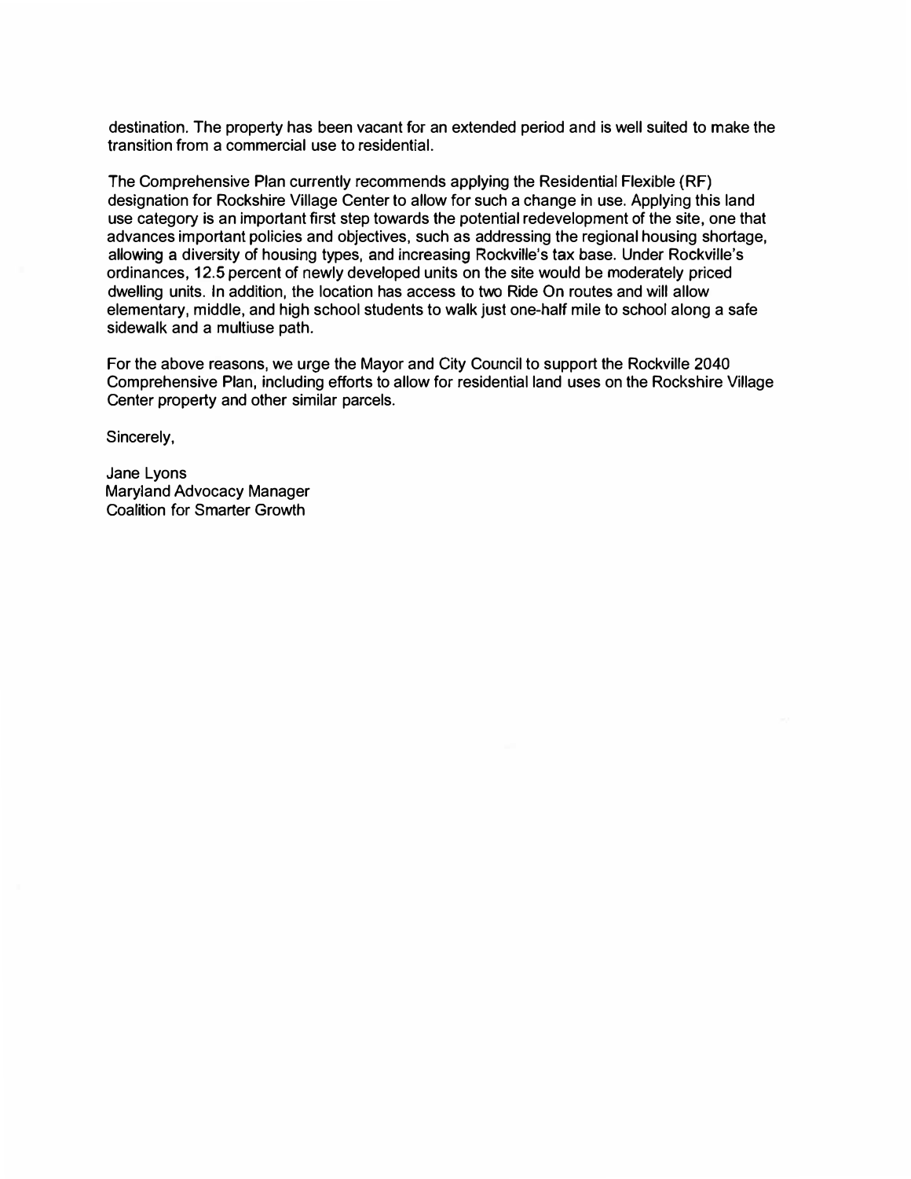destination. The property has been vacant for an extended period and is well suited to make the transition from a commercial use to residential.

The Comprehensive Plan currently recommends applying the Residential Flexible (RF) designation for Rockshire Village Center to allow for such a change in use. Applying this land use category is an important first step towards the potential redevelopment of the site, one that advances important policies and objectives, such as addressing the regional housing shortage, allowing a diversity of housing types, and increasing Rockville's tax base. Under Rockville's ordinances, 12.5 percent of newly developed units on the site would be moderately priced dwelling units. In addition, the location has access to two Ride On routes and will allow elementary, middle, and high school students to walk just one-half mile to school along a safe sidewalk and a multiuse path.

For the above reasons, we urge the Mayor and City Council to support the Rockville 2040 Comprehensive Plan, including efforts to allow for residential land uses on the Rockshire Village Center property and other similar parcels.

Sincerely,

Jane Lyons
Maryland Advocacy Manager
Coalition for Smarter Growth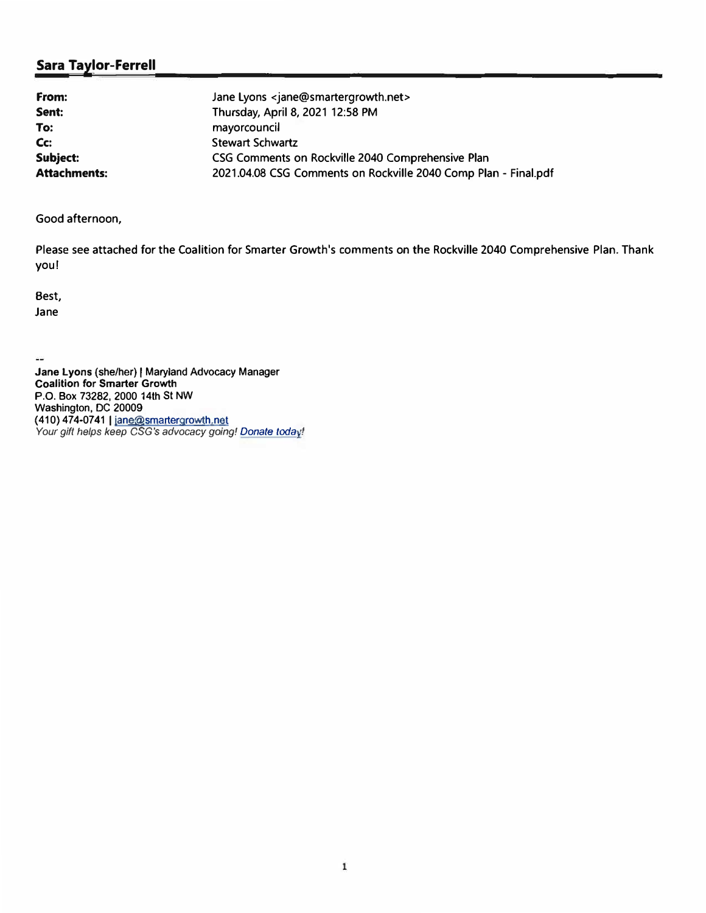## Sara Taylor-Ferrell

| | |
|---|---|
| **From:** | Jane Lyons <jane@smartergrowth.net> |
| **Sent:** | Thursday, April 8, 2021 12:58 PM |
| **To:** | mayorcouncil |
| **Cc:** | Stewart Schwartz |
| **Subject:** | CSG Comments on Rockville 2040 Comprehensive Plan |
| **Attachments:** | 2021.04.08 CSG Comments on Rockville 2040 Comp Plan - Final.pdf |

Good afternoon,

Please see attached for the Coalition for Smarter Growth's comments on the Rockville 2040 Comprehensive Plan. Thank you!

Best,
Jane

--
**Jane Lyons** (she/her) | Maryland Advocacy Manager
**Coalition for Smarter Growth**
P.O. Box 73282, 2000 14th St NW
Washington, DC 20009
(410) 474-0741 | jane@smartergrowth.net
*Your gift helps keep CSG's advocacy going! Donate today!*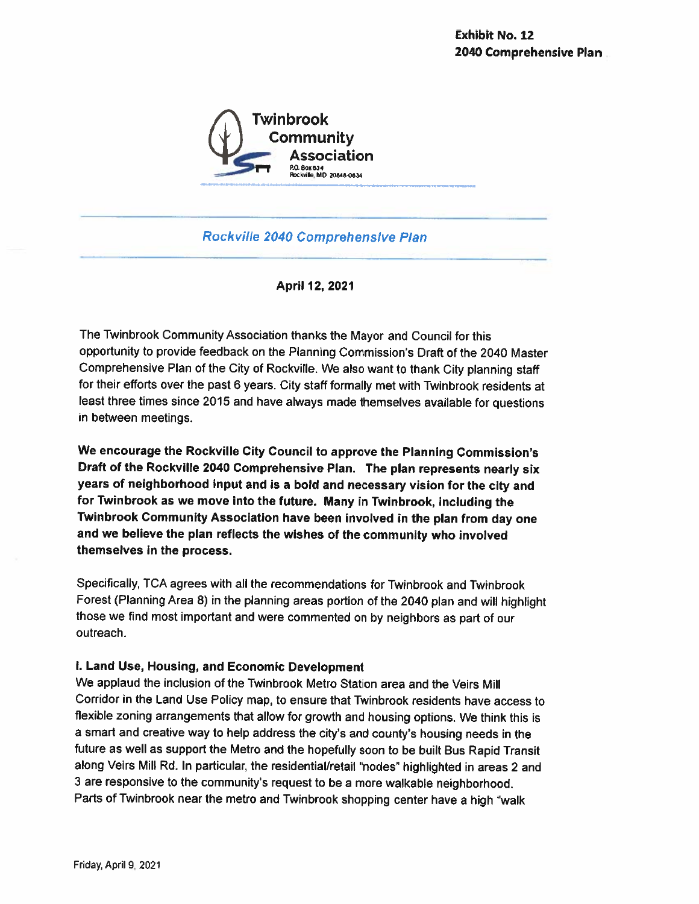**Exhibit No. 12**
**2040 Comprehensive Plan**

Twinbrook Community Association
P.O. Box 634
Rockville, MD 20848-0634

*Rockville 2040 Comprehensive Plan*

**April 12, 2021**

The Twinbrook Community Association thanks the Mayor and Council for this opportunity to provide feedback on the Planning Commission's Draft of the 2040 Master Comprehensive Plan of the City of Rockville. We also want to thank City planning staff for their efforts over the past 6 years. City staff formally met with Twinbrook residents at least three times since 2015 and have always made themselves available for questions in between meetings.

**We encourage the Rockville City Council to approve the Planning Commission's Draft of the Rockville 2040 Comprehensive Plan. The plan represents nearly six years of neighborhood input and is a bold and necessary vision for the city and for Twinbrook as we move into the future. Many in Twinbrook, including the Twinbrook Community Association have been involved in the plan from day one and we believe the plan reflects the wishes of the community who involved themselves in the process.**

Specifically, TCA agrees with all the recommendations for Twinbrook and Twinbrook Forest (Planning Area 8) in the planning areas portion of the 2040 plan and will highlight those we find most important and were commented on by neighbors as part of our outreach.

**I. Land Use, Housing, and Economic Development**

We applaud the inclusion of the Twinbrook Metro Station area and the Veirs Mill Corridor in the Land Use Policy map, to ensure that Twinbrook residents have access to flexible zoning arrangements that allow for growth and housing options. We think this is a smart and creative way to help address the city's and county's housing needs in the future as well as support the Metro and the hopefully soon to be built Bus Rapid Transit along Veirs Mill Rd. In particular, the residential/retail "nodes" highlighted in areas 2 and 3 are responsive to the community's request to be a more walkable neighborhood. Parts of Twinbrook near the metro and Twinbrook shopping center have a high "walk

Friday, April 9, 2021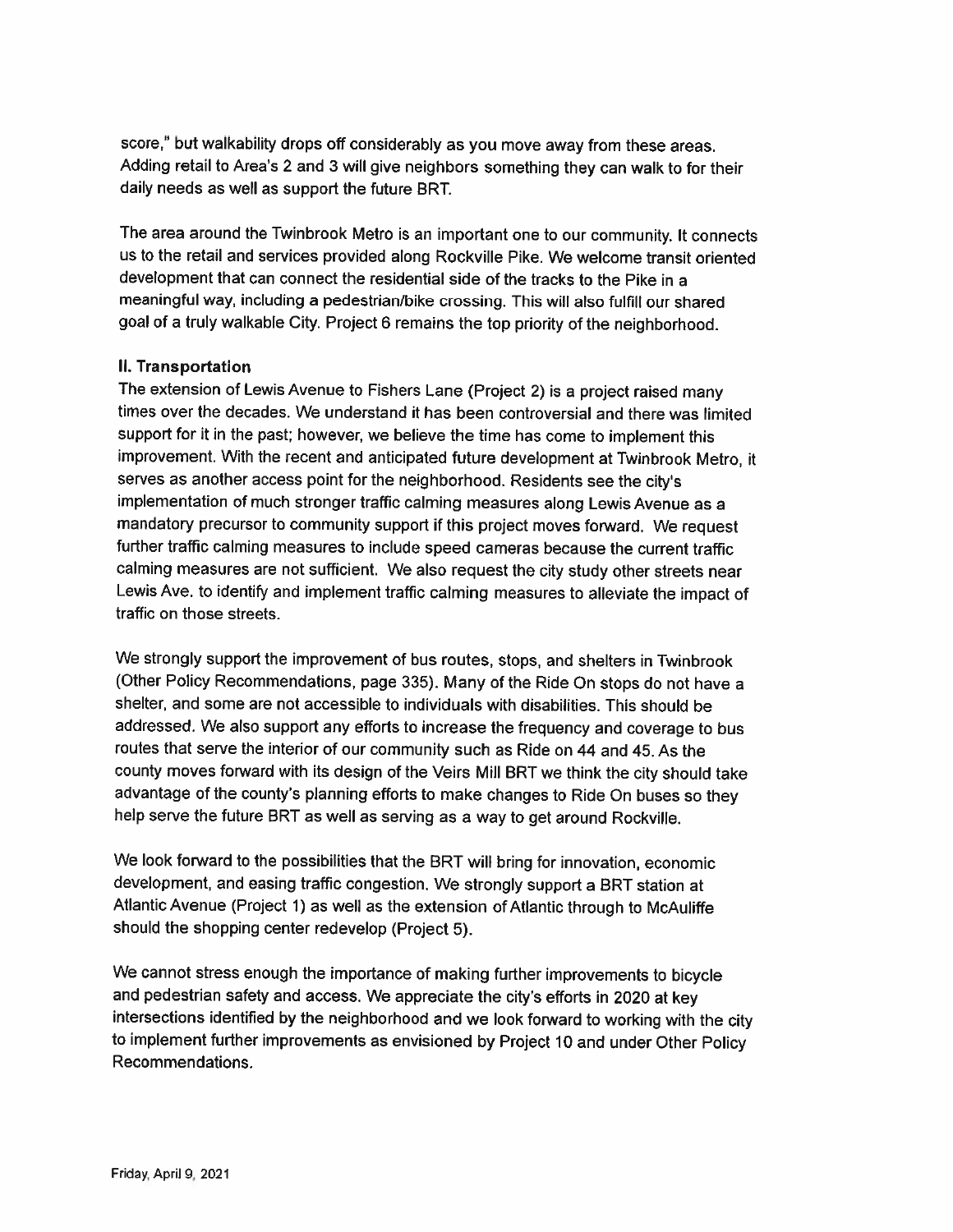score," but walkability drops off considerably as you move away from these areas. Adding retail to Area's 2 and 3 will give neighbors something they can walk to for their daily needs as well as support the future BRT.

The area around the Twinbrook Metro is an important one to our community. It connects us to the retail and services provided along Rockville Pike. We welcome transit oriented development that can connect the residential side of the tracks to the Pike in a meaningful way, including a pedestrian/bike crossing. This will also fulfill our shared goal of a truly walkable City. Project 6 remains the top priority of the neighborhood.

### II. Transportation

The extension of Lewis Avenue to Fishers Lane (Project 2) is a project raised many times over the decades. We understand it has been controversial and there was limited support for it in the past; however, we believe the time has come to implement this improvement. With the recent and anticipated future development at Twinbrook Metro, it serves as another access point for the neighborhood. Residents see the city's implementation of much stronger traffic calming measures along Lewis Avenue as a mandatory precursor to community support if this project moves forward. We request further traffic calming measures to include speed cameras because the current traffic calming measures are not sufficient. We also request the city study other streets near Lewis Ave. to identify and implement traffic calming measures to alleviate the impact of traffic on those streets.

We strongly support the improvement of bus routes, stops, and shelters in Twinbrook (Other Policy Recommendations, page 335). Many of the Ride On stops do not have a shelter, and some are not accessible to individuals with disabilities. This should be addressed. We also support any efforts to increase the frequency and coverage to bus routes that serve the interior of our community such as Ride on 44 and 45. As the county moves forward with its design of the Veirs Mill BRT we think the city should take advantage of the county's planning efforts to make changes to Ride On buses so they help serve the future BRT as well as serving as a way to get around Rockville.

We look forward to the possibilities that the BRT will bring for innovation, economic development, and easing traffic congestion. We strongly support a BRT station at Atlantic Avenue (Project 1) as well as the extension of Atlantic through to McAuliffe should the shopping center redevelop (Project 5).

We cannot stress enough the importance of making further improvements to bicycle and pedestrian safety and access. We appreciate the city's efforts in 2020 at key intersections identified by the neighborhood and we look forward to working with the city to implement further improvements as envisioned by Project 10 and under Other Policy Recommendations.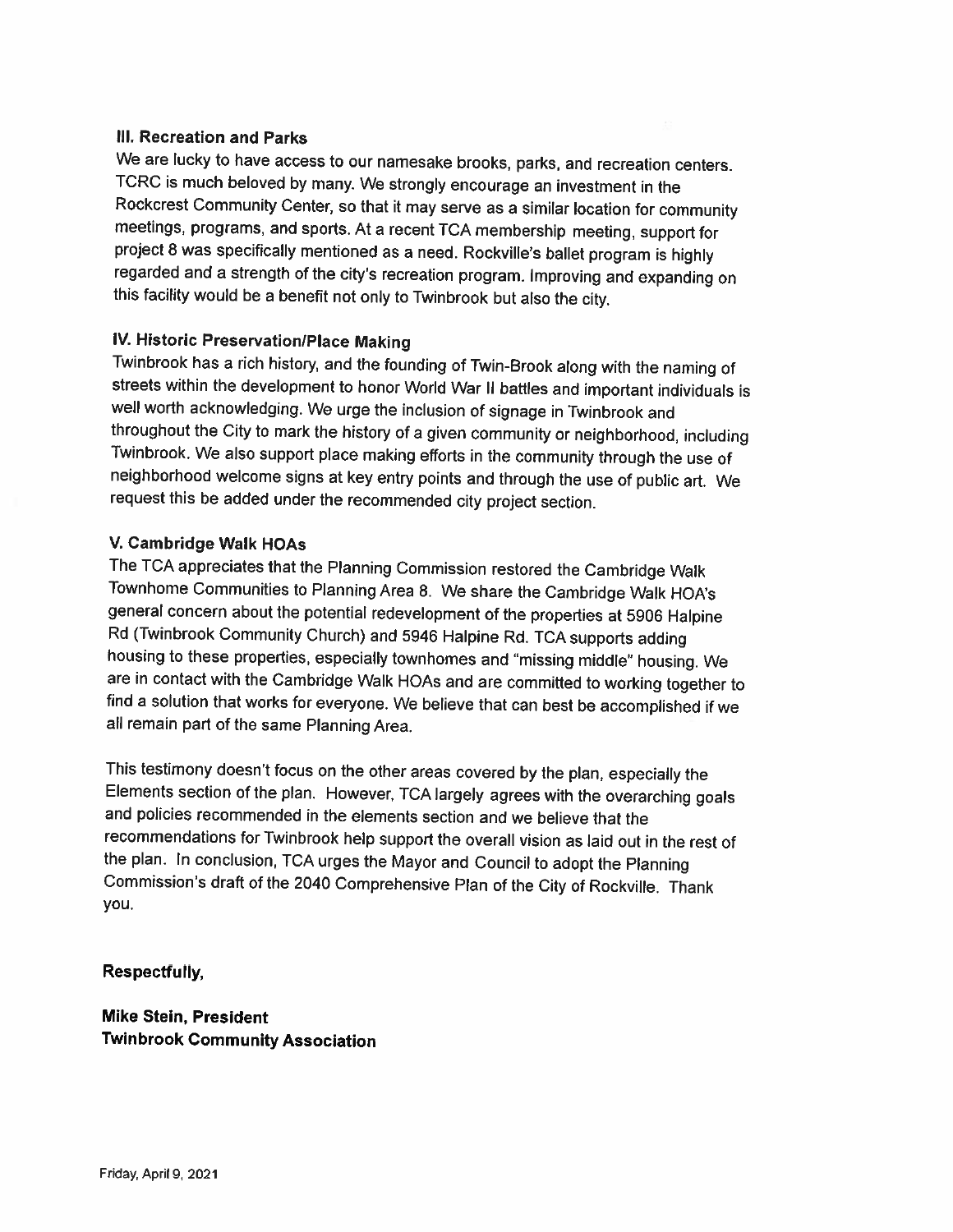### III. Recreation and Parks

We are lucky to have access to our namesake brooks, parks, and recreation centers. TCRC is much beloved by many. We strongly encourage an investment in the Rockcrest Community Center, so that it may serve as a similar location for community meetings, programs, and sports. At a recent TCA membership meeting, support for project 8 was specifically mentioned as a need. Rockville's ballet program is highly regarded and a strength of the city's recreation program. Improving and expanding on this facility would be a benefit not only to Twinbrook but also the city.

### IV. Historic Preservation/Place Making

Twinbrook has a rich history, and the founding of Twin-Brook along with the naming of streets within the development to honor World War II battles and important individuals is well worth acknowledging. We urge the inclusion of signage in Twinbrook and throughout the City to mark the history of a given community or neighborhood, including Twinbrook. We also support place making efforts in the community through the use of neighborhood welcome signs at key entry points and through the use of public art. We request this be added under the recommended city project section.

### V. Cambridge Walk HOAs

The TCA appreciates that the Planning Commission restored the Cambridge Walk Townhome Communities to Planning Area 8. We share the Cambridge Walk HOA's general concern about the potential redevelopment of the properties at 5906 Halpine Rd (Twinbrook Community Church) and 5946 Halpine Rd. TCA supports adding housing to these properties, especially townhomes and "missing middle" housing. We are in contact with the Cambridge Walk HOAs and are committed to working together to find a solution that works for everyone. We believe that can best be accomplished if we all remain part of the same Planning Area.

This testimony doesn't focus on the other areas covered by the plan, especially the Elements section of the plan. However, TCA largely agrees with the overarching goals and policies recommended in the elements section and we believe that the recommendations for Twinbrook help support the overall vision as laid out in the rest of the plan. In conclusion, TCA urges the Mayor and Council to adopt the Planning Commission's draft of the 2040 Comprehensive Plan of the City of Rockville. Thank you.

**Respectfully,**

**Mike Stein, President**
**Twinbrook Community Association**

Friday, April 9, 2021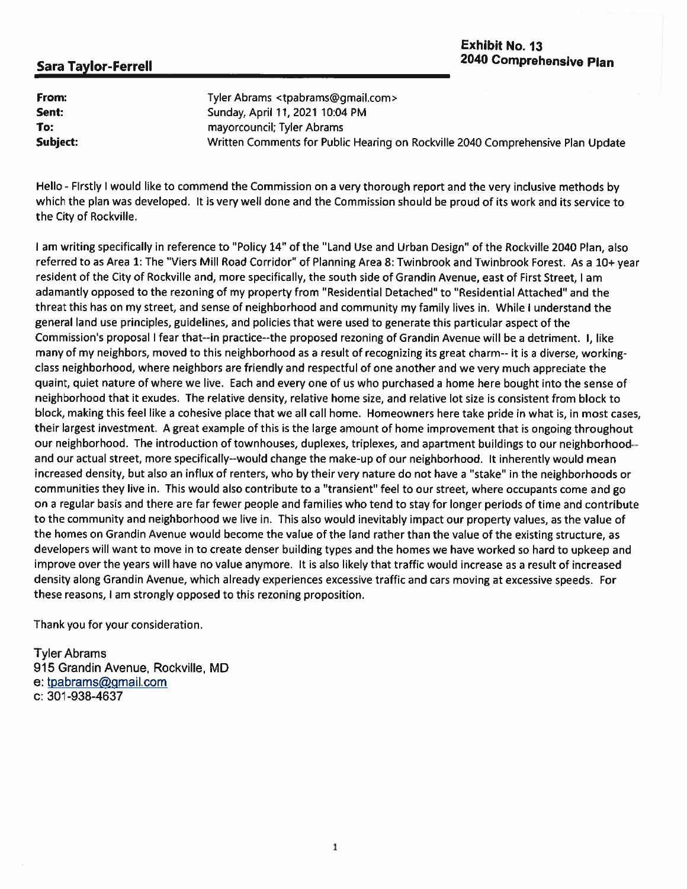**Sara Taylor-Ferrell**

**Exhibit No. 13**
**2040 Comprehensive Plan**

| | |
|---|---|
| **From:** | Tyler Abrams <tpabrams@gmail.com> |
| **Sent:** | Sunday, April 11, 2021 10:04 PM |
| **To:** | mayorcouncil; Tyler Abrams |
| **Subject:** | Written Comments for Public Hearing on Rockville 2040 Comprehensive Plan Update |

Hello - Firstly I would like to commend the Commission on a very thorough report and the very inclusive methods by which the plan was developed. It is very well done and the Commission should be proud of its work and its service to the City of Rockville.

I am writing specifically in reference to "Policy 14" of the "Land Use and Urban Design" of the Rockville 2040 Plan, also referred to as Area 1: The "Viers Mill Road Corridor" of Planning Area 8: Twinbrook and Twinbrook Forest. As a 10+ year resident of the City of Rockville and, more specifically, the south side of Grandin Avenue, east of First Street, I am adamantly opposed to the rezoning of my property from "Residential Detached" to "Residential Attached" and the threat this has on my street, and sense of neighborhood and community my family lives in. While I understand the general land use principles, guidelines, and policies that were used to generate this particular aspect of the Commission's proposal I fear that--in practice--the proposed rezoning of Grandin Avenue will be a detriment. I, like many of my neighbors, moved to this neighborhood as a result of recognizing its great charm-- it is a diverse, working-class neighborhood, where neighbors are friendly and respectful of one another and we very much appreciate the quaint, quiet nature of where we live. Each and every one of us who purchased a home here bought into the sense of neighborhood that it exudes. The relative density, relative home size, and relative lot size is consistent from block to block, making this feel like a cohesive place that we all call home. Homeowners here take pride in what is, in most cases, their largest investment. A great example of this is the large amount of home improvement that is ongoing throughout our neighborhood. The introduction of townhouses, duplexes, triplexes, and apartment buildings to our neighborhood--and our actual street, more specifically--would change the make-up of our neighborhood. It inherently would mean increased density, but also an influx of renters, who by their very nature do not have a "stake" in the neighborhoods or communities they live in. This would also contribute to a "transient" feel to our street, where occupants come and go on a regular basis and there are far fewer people and families who tend to stay for longer periods of time and contribute to the community and neighborhood we live in. This also would inevitably impact our property values, as the value of the homes on Grandin Avenue would become the value of the land rather than the value of the existing structure, as developers will want to move in to create denser building types and the homes we have worked so hard to upkeep and improve over the years will have no value anymore. It is also likely that traffic would increase as a result of increased density along Grandin Avenue, which already experiences excessive traffic and cars moving at excessive speeds. For these reasons, I am strongly opposed to this rezoning proposition.

Thank you for your consideration.

Tyler Abrams
915 Grandin Avenue, Rockville, MD
e: tpabrams@gmail.com
c: 301-938-4637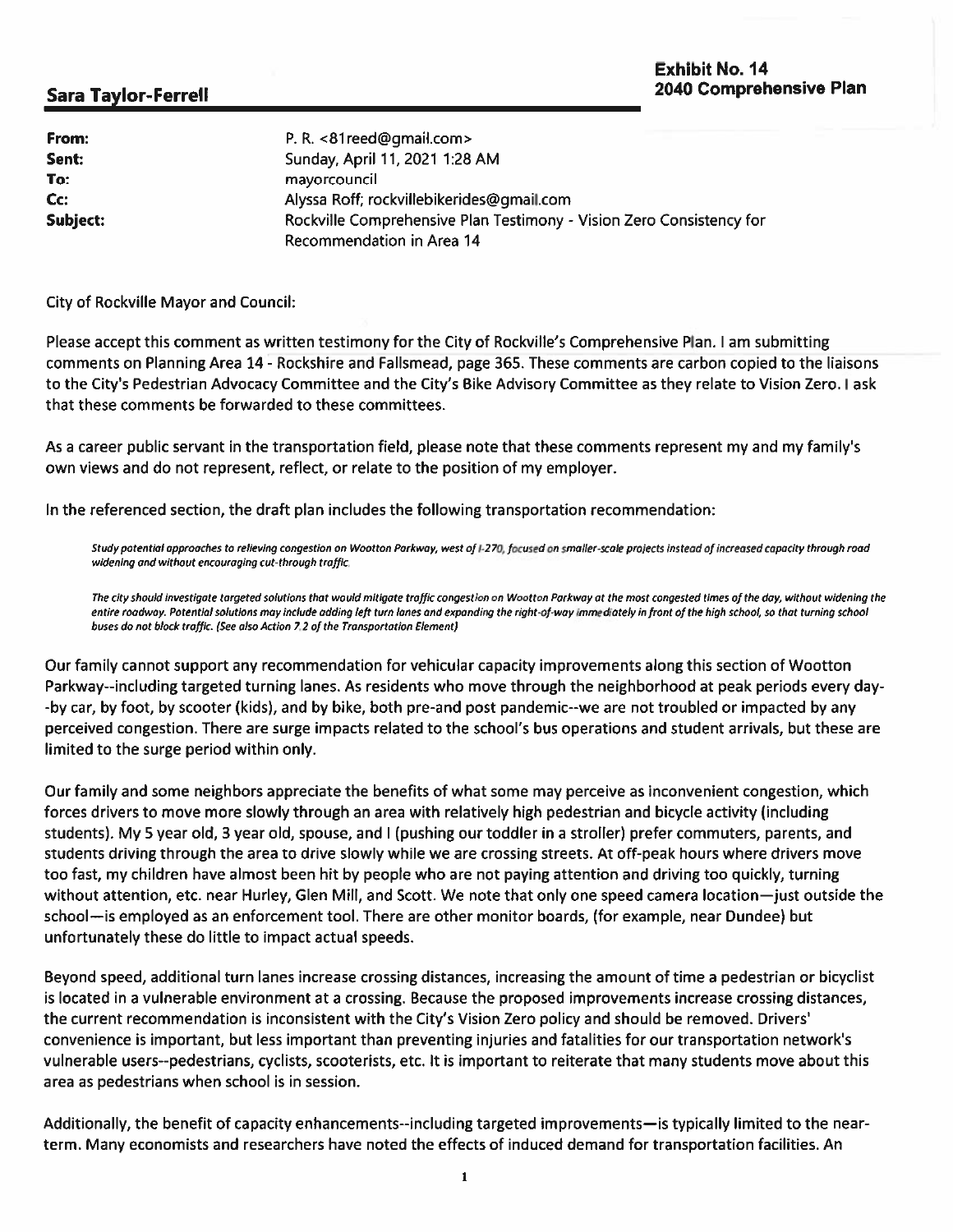**Exhibit No. 14**
**2040 Comprehensive Plan**

**Sara Taylor-Ferrell**

| | |
|---|---|
| **From:** | P. R. <81reed@gmail.com> |
| **Sent:** | Sunday, April 11, 2021 1:28 AM |
| **To:** | mayorcouncil |
| **Cc:** | Alyssa Roff; rockvillebikerides@gmail.com |
| **Subject:** | Rockville Comprehensive Plan Testimony - Vision Zero Consistency for Recommendation in Area 14 |

City of Rockville Mayor and Council:

Please accept this comment as written testimony for the City of Rockville's Comprehensive Plan. I am submitting comments on Planning Area 14 - Rockshire and Fallsmead, page 365. These comments are carbon copied to the liaisons to the City's Pedestrian Advocacy Committee and the City's Bike Advisory Committee as they relate to Vision Zero. I ask that these comments be forwarded to these committees.

As a career public servant in the transportation field, please note that these comments represent my and my family's own views and do not represent, reflect, or relate to the position of my employer.

In the referenced section, the draft plan includes the following transportation recommendation:

> *Study potential approaches to relieving congestion on Wootton Parkway, west of I-270, focused on smaller-scale projects instead of increased capacity through road widening and without encouraging cut-through traffic.*
>
> *The city should investigate targeted solutions that would mitigate traffic congestion on Wootton Parkway at the most congested times of the day, without widening the entire roadway. Potential solutions may include adding left turn lanes and expanding the right-of-way immediately in front of the high school, so that turning school buses do not block traffic. (See also Action 7.2 of the Transportation Element)*

Our family cannot support any recommendation for vehicular capacity improvements along this section of Wootton Parkway--including targeted turning lanes. As residents who move through the neighborhood at peak periods every day--by car, by foot, by scooter (kids), and by bike, both pre-and post pandemic--we are not troubled or impacted by any perceived congestion. There are surge impacts related to the school's bus operations and student arrivals, but these are limited to the surge period within only.

Our family and some neighbors appreciate the benefits of what some may perceive as inconvenient congestion, which forces drivers to move more slowly through an area with relatively high pedestrian and bicycle activity (including students). My 5 year old, 3 year old, spouse, and I (pushing our toddler in a stroller) prefer commuters, parents, and students driving through the area to drive slowly while we are crossing streets. At off-peak hours where drivers move too fast, my children have almost been hit by people who are not paying attention and driving too quickly, turning without attention, etc. near Hurley, Glen Mill, and Scott. We note that only one speed camera location—just outside the school—is employed as an enforcement tool. There are other monitor boards, (for example, near Dundee) but unfortunately these do little to impact actual speeds.

Beyond speed, additional turn lanes increase crossing distances, increasing the amount of time a pedestrian or bicyclist is located in a vulnerable environment at a crossing. Because the proposed improvements increase crossing distances, the current recommendation is inconsistent with the City's Vision Zero policy and should be removed. Drivers' convenience is important, but less important than preventing injuries and fatalities for our transportation network's vulnerable users--pedestrians, cyclists, scooterists, etc. It is important to reiterate that many students move about this area as pedestrians when school is in session.

Additionally, the benefit of capacity enhancements--including targeted improvements—is typically limited to the near-term. Many economists and researchers have noted the effects of induced demand for transportation facilities. An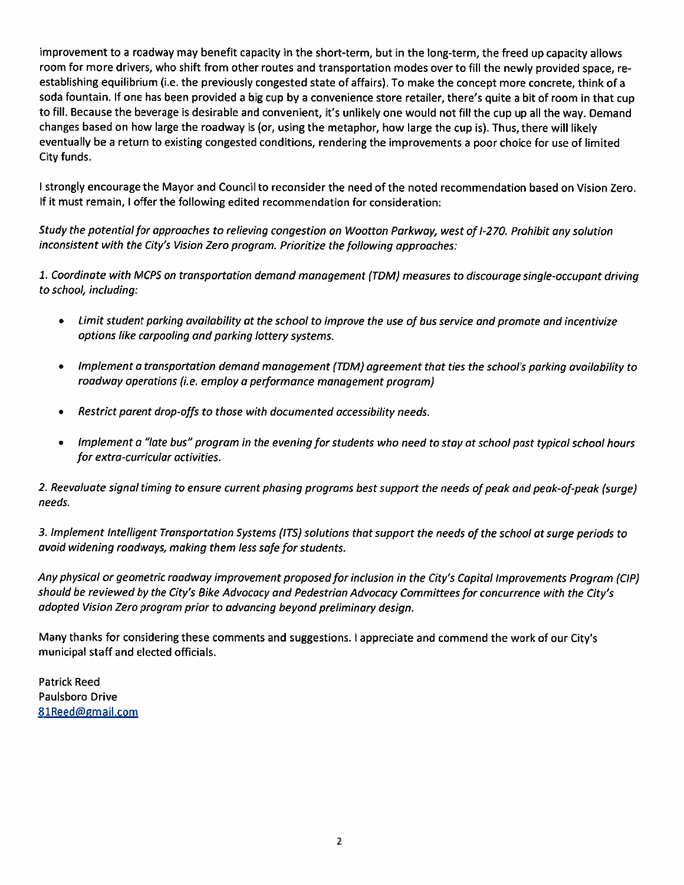improvement to a roadway may benefit capacity in the short-term, but in the long-term, the freed up capacity allows room for more drivers, who shift from other routes and transportation modes over to fill the newly provided space, re-establishing equilibrium (i.e. the previously congested state of affairs). To make the concept more concrete, think of a soda fountain. If one has been provided a big cup by a convenience store retailer, there's quite a bit of room in that cup to fill. Because the beverage is desirable and convenient, it's unlikely one would not fill the cup up all the way. Demand changes based on how large the roadway is (or, using the metaphor, how large the cup is). Thus, there will likely eventually be a return to existing congested conditions, rendering the improvements a poor choice for use of limited City funds.

I strongly encourage the Mayor and Council to reconsider the need of the noted recommendation based on Vision Zero. If it must remain, I offer the following edited recommendation for consideration:

*Study the potential for approaches to relieving congestion on Wootton Parkway, west of I-270. Prohibit any solution inconsistent with the City's Vision Zero program. Prioritize the following approaches:*

*1. Coordinate with MCPS on transportation demand management (TDM) measures to discourage single-occupant driving to school, including:*

- *Limit student parking availability at the school to improve the use of bus service and promote and incentivize options like carpooling and parking lottery systems.*
- *Implement a transportation demand management (TDM) agreement that ties the school's parking availability to roadway operations (i.e. employ a performance management program)*
- *Restrict parent drop-offs to those with documented accessibility needs.*
- *Implement a "late bus" program in the evening for students who need to stay at school past typical school hours for extra-curricular activities.*

*2. Reevaluate signal timing to ensure current phasing programs best support the needs of peak and peak-of-peak (surge) needs.*

*3. Implement Intelligent Transportation Systems (ITS) solutions that support the needs of the school at surge periods to avoid widening roadways, making them less safe for students.*

*Any physical or geometric roadway improvement proposed for inclusion in the City's Capital Improvements Program (CIP) should be reviewed by the City's Bike Advocacy and Pedestrian Advocacy Committees for concurrence with the City's adopted Vision Zero program prior to advancing beyond preliminary design.*

Many thanks for considering these comments and suggestions. I appreciate and commend the work of our City's municipal staff and elected officials.

Patrick Reed
Paulsboro Drive
81Reed@gmail.com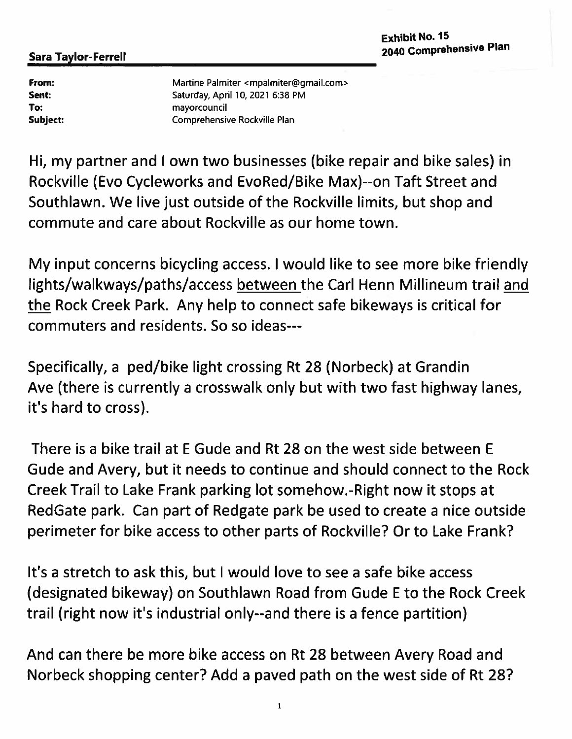**Exhibit No. 15**
**2040 Comprehensive Plan**

**Sara Taylor-Ferrell**

| | |
|---|---|
| **From:** | Martine Palmiter <mpalmiter@gmail.com> |
| **Sent:** | Saturday, April 10, 2021 6:38 PM |
| **To:** | mayorcouncil |
| **Subject:** | Comprehensive Rockville Plan |

Hi, my partner and I own two businesses (bike repair and bike sales) in Rockville (Evo Cycleworks and EvoRed/Bike Max)--on Taft Street and Southlawn. We live just outside of the Rockville limits, but shop and commute and care about Rockville as our home town.

My input concerns bicycling access. I would like to see more bike friendly lights/walkways/paths/access <u>between</u> the Carl Henn Millineum trail <u>and the</u> Rock Creek Park. Any help to connect safe bikeways is critical for commuters and residents. So so ideas---

Specifically, a ped/bike light crossing Rt 28 (Norbeck) at Grandin Ave (there is currently a crosswalk only but with two fast highway lanes, it's hard to cross).

There is a bike trail at E Gude and Rt 28 on the west side between E Gude and Avery, but it needs to continue and should connect to the Rock Creek Trail to Lake Frank parking lot somehow.-Right now it stops at RedGate park. Can part of Redgate park be used to create a nice outside perimeter for bike access to other parts of Rockville? Or to Lake Frank?

It's a stretch to ask this, but I would love to see a safe bike access (designated bikeway) on Southlawn Road from Gude E to the Rock Creek trail (right now it's industrial only--and there is a fence partition)

And can there be more bike access on Rt 28 between Avery Road and Norbeck shopping center? Add a paved path on the west side of Rt 28?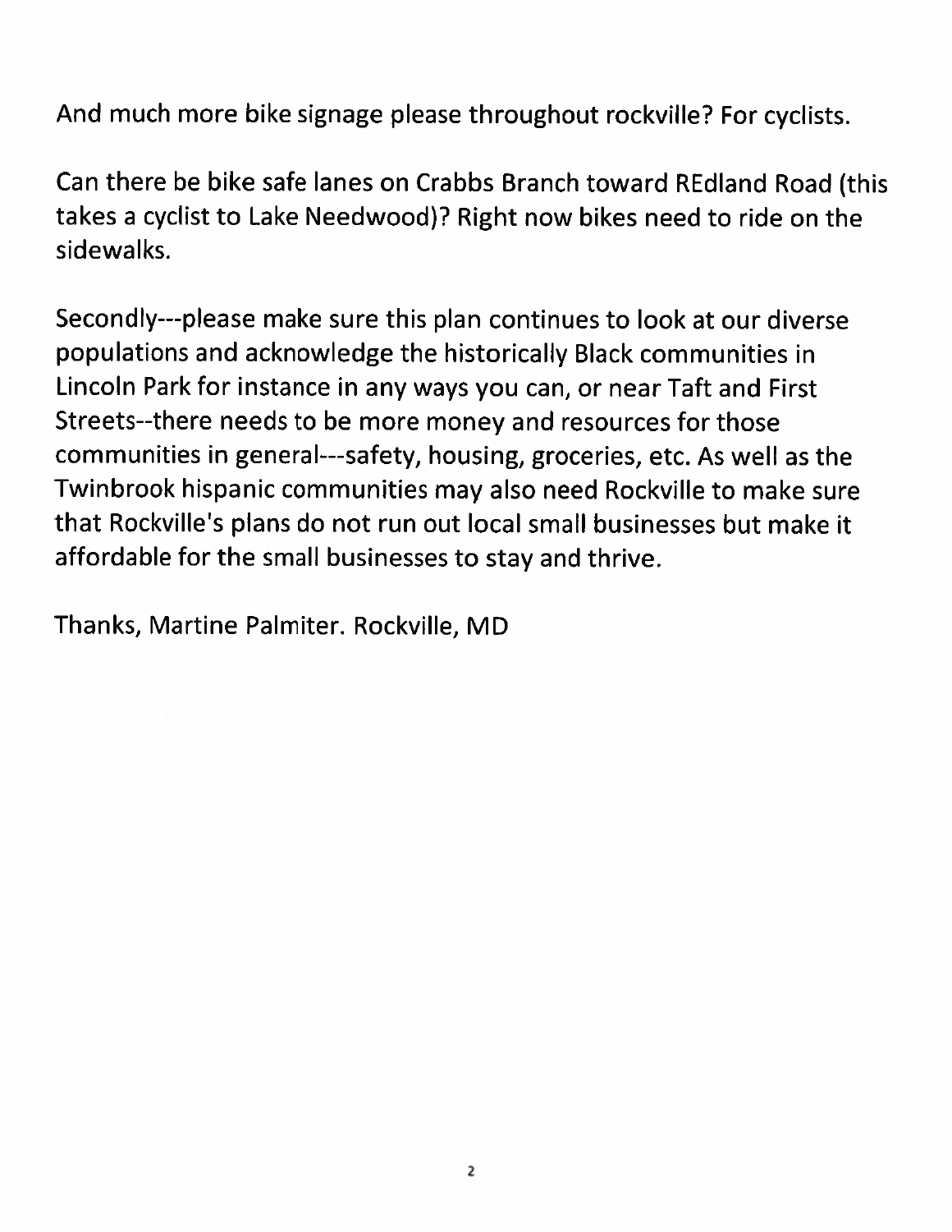And much more bike signage please throughout rockville? For cyclists.

Can there be bike safe lanes on Crabbs Branch toward REdland Road (this takes a cyclist to Lake Needwood)? Right now bikes need to ride on the sidewalks.

Secondly---please make sure this plan continues to look at our diverse populations and acknowledge the historically Black communities in Lincoln Park for instance in any ways you can, or near Taft and First Streets--there needs to be more money and resources for those communities in general---safety, housing, groceries, etc. As well as the Twinbrook hispanic communities may also need Rockville to make sure that Rockville's plans do not run out local small businesses but make it affordable for the small businesses to stay and thrive.

Thanks, Martine Palmiter. Rockville, MD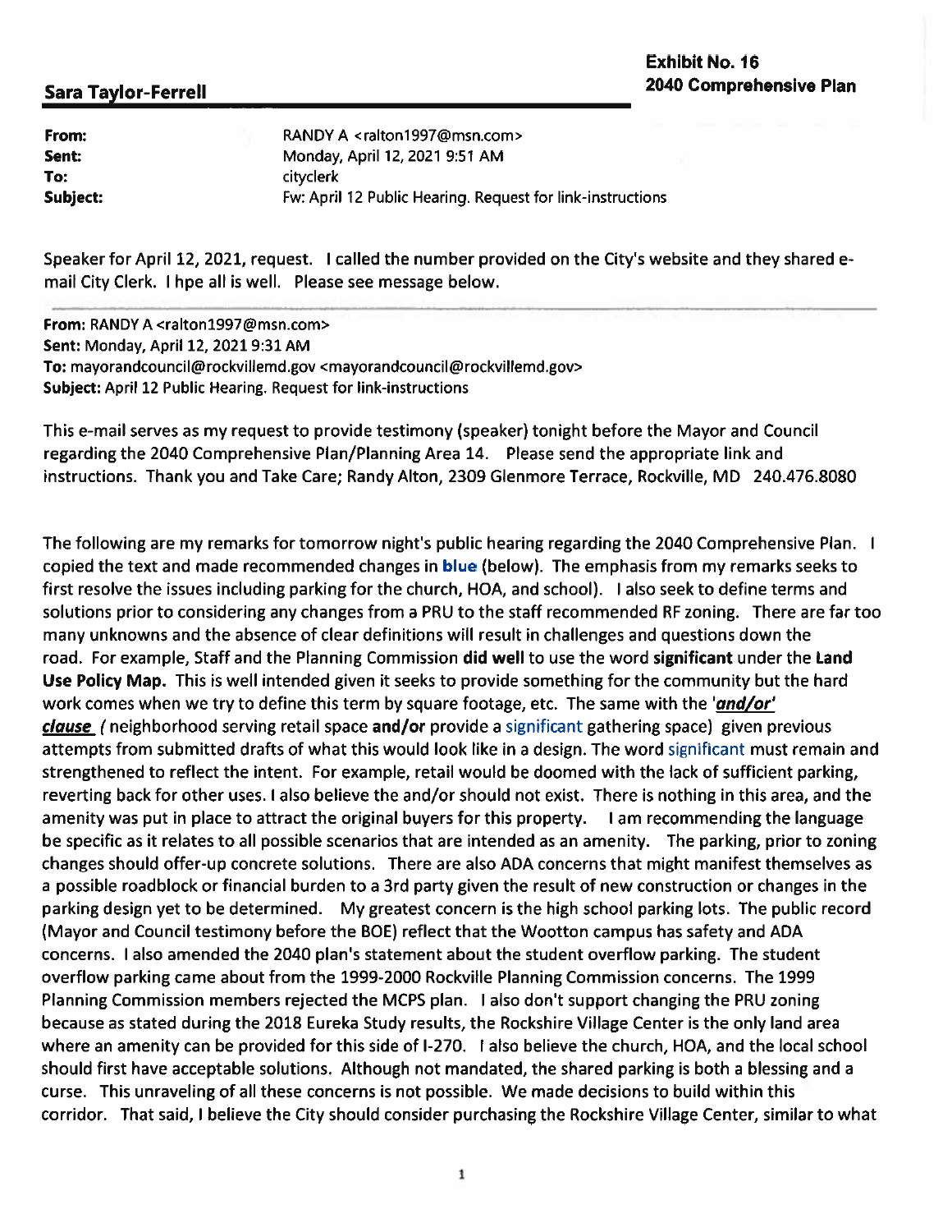**Exhibit No. 16**
**2040 Comprehensive Plan**

## Sara Taylor-Ferrell

**From:** RANDY A <ralton1997@msn.com>
**Sent:** Monday, April 12, 2021 9:51 AM
**To:** cityclerk
**Subject:** Fw: April 12 Public Hearing. Request for link-instructions

Speaker for April 12, 2021, request. I called the number provided on the City's website and they shared e-mail City Clerk. I hpe all is well. Please see message below.

---

**From:** RANDY A <ralton1997@msn.com>
**Sent:** Monday, April 12, 2021 9:31 AM
**To:** mayorandcouncil@rockvillemd.gov <mayorandcouncil@rockvillemd.gov>
**Subject:** April 12 Public Hearing. Request for link-instructions

This e-mail serves as my request to provide testimony (speaker) tonight before the Mayor and Council regarding the 2040 Comprehensive Plan/Planning Area 14. Please send the appropriate link and instructions. Thank you and Take Care; Randy Alton, 2309 Glenmore Terrace, Rockville, MD 240.476.8080

The following are my remarks for tomorrow night's public hearing regarding the 2040 Comprehensive Plan. I copied the text and made recommended changes in **blue** (below). The emphasis from my remarks seeks to first resolve the issues including parking for the church, HOA, and school). I also seek to define terms and solutions prior to considering any changes from a PRU to the staff recommended RF zoning. There are far too many unknowns and the absence of clear definitions will result in challenges and questions down the road. For example, Staff and the Planning Commission **did well** to use the word **significant** under the **Land Use Policy Map.** This is well intended given it seeks to provide something for the community but the hard work comes when we try to define this term by square footage, etc. The same with the ***'and/or' clause*** ( neighborhood serving retail space **and/or** provide a significant gathering space) given previous attempts from submitted drafts of what this would look like in a design. The word significant must remain and strengthened to reflect the intent. For example, retail would be doomed with the lack of sufficient parking, reverting back for other uses. I also believe the and/or should not exist. There is nothing in this area, and the amenity was put in place to attract the original buyers for this property. I am recommending the language be specific as it relates to all possible scenarios that are intended as an amenity. The parking, prior to zoning changes should offer-up concrete solutions. There are also ADA concerns that might manifest themselves as a possible roadblock or financial burden to a 3rd party given the result of new construction or changes in the parking design yet to be determined. My greatest concern is the high school parking lots. The public record (Mayor and Council testimony before the BOE) reflect that the Wootton campus has safety and ADA concerns. I also amended the 2040 plan's statement about the student overflow parking. The student overflow parking came about from the 1999-2000 Rockville Planning Commission concerns. The 1999 Planning Commission members rejected the MCPS plan. I also don't support changing the PRU zoning because as stated during the 2018 Eureka Study results, the Rockshire Village Center is the only land area where an amenity can be provided for this side of I-270. I also believe the church, HOA, and the local school should first have acceptable solutions. Although not mandated, the shared parking is both a blessing and a curse. This unraveling of all these concerns is not possible. We made decisions to build within this corridor. That said, I believe the City should consider purchasing the Rockshire Village Center, similar to what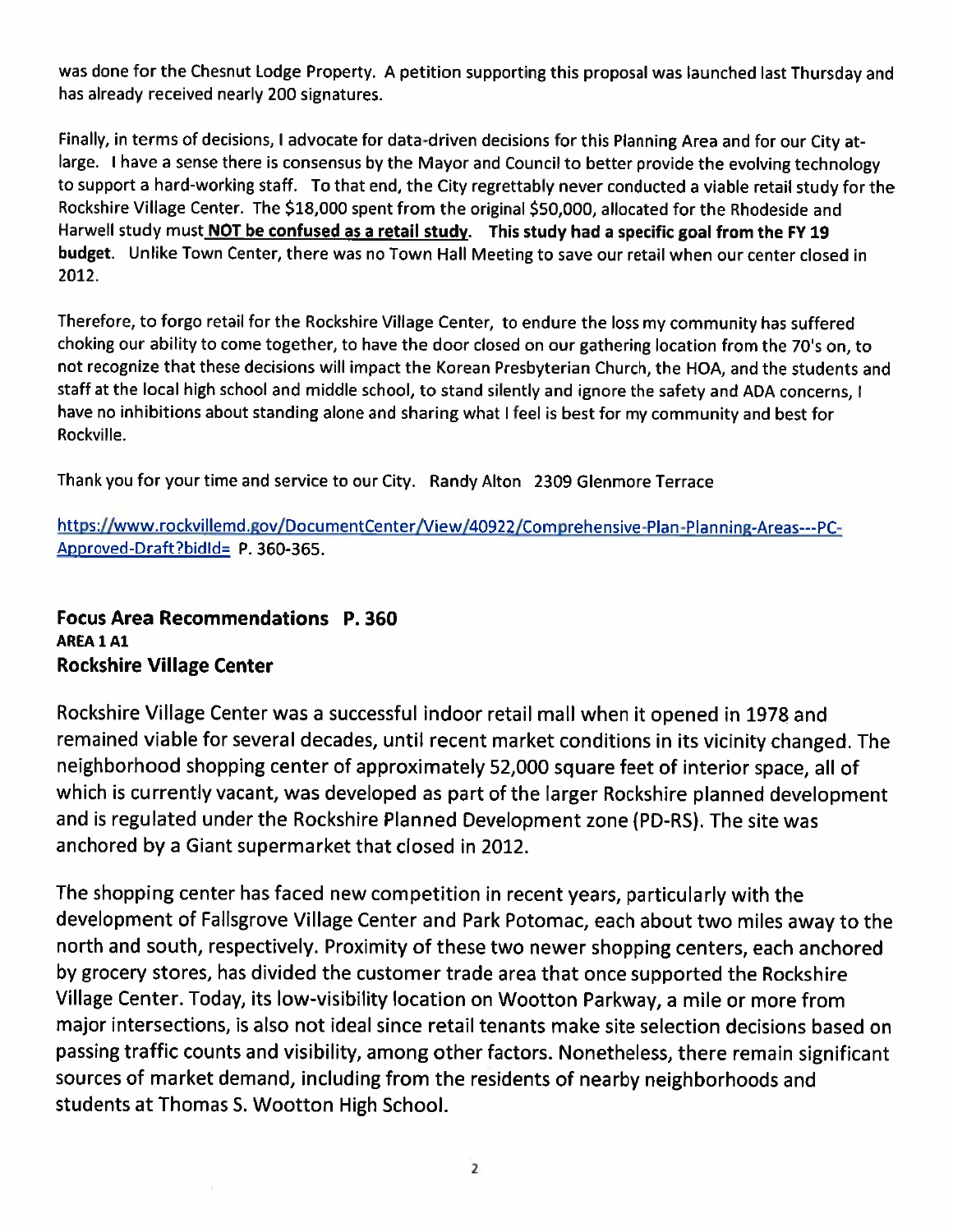was done for the Chesnut Lodge Property. A petition supporting this proposal was launched last Thursday and has already received nearly 200 signatures.

Finally, in terms of decisions, I advocate for data-driven decisions for this Planning Area and for our City at-large. I have a sense there is consensus by the Mayor and Council to better provide the evolving technology to support a hard-working staff. To that end, the City regrettably never conducted a viable retail study for the Rockshire Village Center. The $18,000 spent from the original $50,000, allocated for the Rhodeside and Harwell study must **<u>NOT be confused as a retail study</u>**. **This study had a specific goal from the FY 19 budget**. Unlike Town Center, there was no Town Hall Meeting to save our retail when our center closed in 2012.

Therefore, to forgo retail for the Rockshire Village Center, to endure the loss my community has suffered choking our ability to come together, to have the door closed on our gathering location from the 70's on, to not recognize that these decisions will impact the Korean Presbyterian Church, the HOA, and the students and staff at the local high school and middle school, to stand silently and ignore the safety and ADA concerns, I have no inhibitions about standing alone and sharing what I feel is best for my community and best for Rockville.

Thank you for your time and service to our City. Randy Alton 2309 Glenmore Terrace

https://www.rockvillemd.gov/DocumentCenter/View/40922/Comprehensive-Plan-Planning-Areas---PC-Approved-Draft?bidId= P. 360-365.

## Focus Area Recommendations P. 360

### AREA 1 A1

### Rockshire Village Center

Rockshire Village Center was a successful indoor retail mall when it opened in 1978 and remained viable for several decades, until recent market conditions in its vicinity changed. The neighborhood shopping center of approximately 52,000 square feet of interior space, all of which is currently vacant, was developed as part of the larger Rockshire planned development and is regulated under the Rockshire Planned Development zone (PD-RS). The site was anchored by a Giant supermarket that closed in 2012.

The shopping center has faced new competition in recent years, particularly with the development of Fallsgrove Village Center and Park Potomac, each about two miles away to the north and south, respectively. Proximity of these two newer shopping centers, each anchored by grocery stores, has divided the customer trade area that once supported the Rockshire Village Center. Today, its low-visibility location on Wootton Parkway, a mile or more from major intersections, is also not ideal since retail tenants make site selection decisions based on passing traffic counts and visibility, among other factors. Nonetheless, there remain significant sources of market demand, including from the residents of nearby neighborhoods and students at Thomas S. Wootton High School.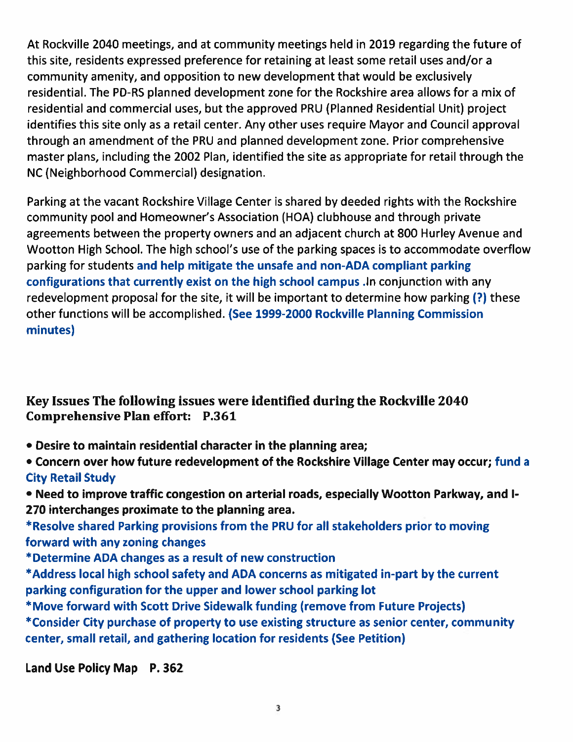At Rockville 2040 meetings, and at community meetings held in 2019 regarding the future of this site, residents expressed preference for retaining at least some retail uses and/or a community amenity, and opposition to new development that would be exclusively residential. The PD-RS planned development zone for the Rockshire area allows for a mix of residential and commercial uses, but the approved PRU (Planned Residential Unit) project identifies this site only as a retail center. Any other uses require Mayor and Council approval through an amendment of the PRU and planned development zone. Prior comprehensive master plans, including the 2002 Plan, identified the site as appropriate for retail through the NC (Neighborhood Commercial) designation.

Parking at the vacant Rockshire Village Center is shared by deeded rights with the Rockshire community pool and Homeowner's Association (HOA) clubhouse and through private agreements between the property owners and an adjacent church at 800 Hurley Avenue and Wootton High School. The high school's use of the parking spaces is to accommodate overflow parking for students **and help mitigate the unsafe and non-ADA compliant parking configurations that currently exist on the high school campus** .In conjunction with any redevelopment proposal for the site, it will be important to determine how parking **(?)** these other functions will be accomplished. **(See 1999-2000 Rockville Planning Commission minutes)**

## Key Issues The following issues were identified during the Rockville 2040 Comprehensive Plan effort: P.361

- **Desire to maintain residential character in the planning area;**
- **Concern over how future redevelopment of the Rockshire Village Center may occur; fund a City Retail Study**
- **Need to improve traffic congestion on arterial roads, especially Wootton Parkway, and I-270 interchanges proximate to the planning area.**

**\*Resolve shared Parking provisions from the PRU for all stakeholders prior to moving forward with any zoning changes**

**\*Determine ADA changes as a result of new construction**

**\*Address local high school safety and ADA concerns as mitigated in-part by the current parking configuration for the upper and lower school parking lot**

**\*Move forward with Scott Drive Sidewalk funding (remove from Future Projects)**

**\*Consider City purchase of property to use existing structure as senior center, community center, small retail, and gathering location for residents (See Petition)**

**Land Use Policy Map P. 362**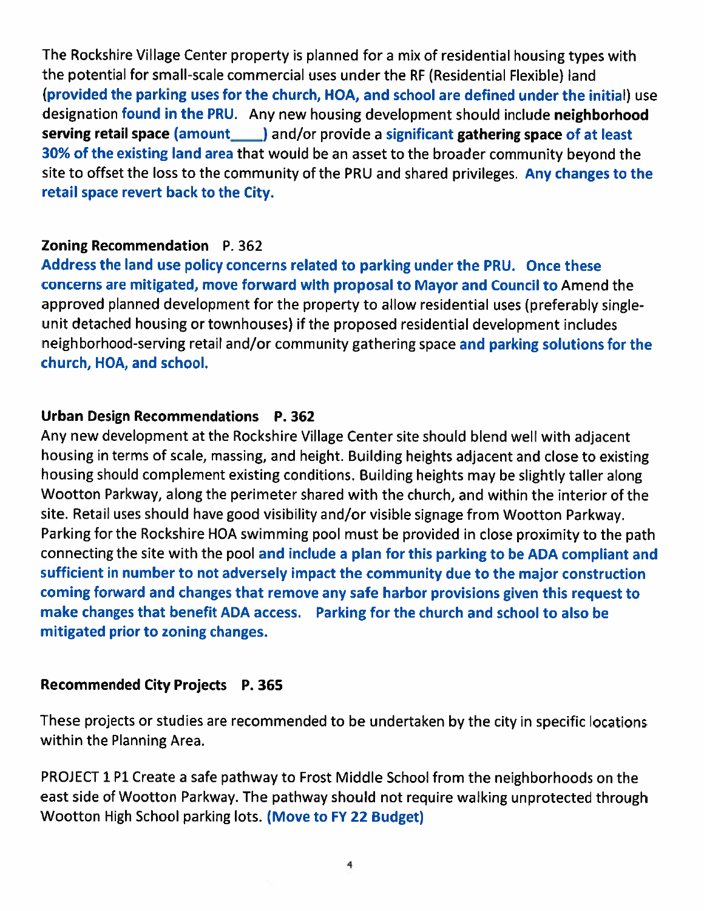The Rockshire Village Center property is planned for a mix of residential housing types with the potential for small-scale commercial uses under the RF (Residential Flexible) land (**provided the parking uses for the church, HOA, and school are defined under the initial**) use designation **found in the PRU**. Any new housing development should include **neighborhood serving retail space (amount____)** and/or provide a **significant gathering space of at least 30% of the existing land area** that would be an asset to the broader community beyond the site to offset the loss to the community of the PRU and shared privileges. **Any changes to the retail space revert back to the City.**

### Zoning Recommendation P. 362

**Address the land use policy concerns related to parking under the PRU. Once these concerns are mitigated, move forward with proposal to Mayor and Council to** Amend the approved planned development for the property to allow residential uses (preferably single-unit detached housing or townhouses) if the proposed residential development includes neighborhood-serving retail and/or community gathering space **and parking solutions for the church, HOA, and school.**

### Urban Design Recommendations P. 362

Any new development at the Rockshire Village Center site should blend well with adjacent housing in terms of scale, massing, and height. Building heights adjacent and close to existing housing should complement existing conditions. Building heights may be slightly taller along Wootton Parkway, along the perimeter shared with the church, and within the interior of the site. Retail uses should have good visibility and/or visible signage from Wootton Parkway. Parking for the Rockshire HOA swimming pool must be provided in close proximity to the path connecting the site with the pool **and include a plan for this parking to be ADA compliant and sufficient in number to not adversely impact the community due to the major construction coming forward and changes that remove any safe harbor provisions given this request to make changes that benefit ADA access. Parking for the church and school to also be mitigated prior to zoning changes.**

### Recommended City Projects P. 365

These projects or studies are recommended to be undertaken by the city in specific locations within the Planning Area.

PROJECT 1 P1 Create a safe pathway to Frost Middle School from the neighborhoods on the east side of Wootton Parkway. The pathway should not require walking unprotected through Wootton High School parking lots. **(Move to FY 22 Budget)**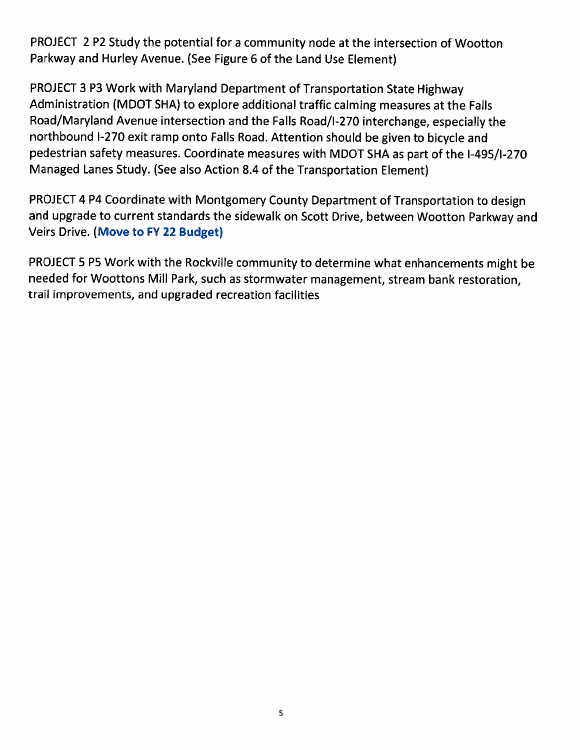PROJECT  2 P2 Study the potential for a community node at the intersection of Wootton Parkway and Hurley Avenue. (See Figure 6 of the Land Use Element)

PROJECT 3 P3 Work with Maryland Department of Transportation State Highway Administration (MDOT SHA) to explore additional traffic calming measures at the Falls Road/Maryland Avenue intersection and the Falls Road/I-270 interchange, especially the northbound I-270 exit ramp onto Falls Road. Attention should be given to bicycle and pedestrian safety measures. Coordinate measures with MDOT SHA as part of the I-495/I-270 Managed Lanes Study. (See also Action 8.4 of the Transportation Element)

PROJECT 4 P4 Coordinate with Montgomery County Department of Transportation to design and upgrade to current standards the sidewalk on Scott Drive, between Wootton Parkway and Veirs Drive. **(Move to FY 22 Budget)**

PROJECT 5 P5 Work with the Rockville community to determine what enhancements might be needed for Woottons Mill Park, such as stormwater management, stream bank restoration, trail improvements, and upgraded recreation facilities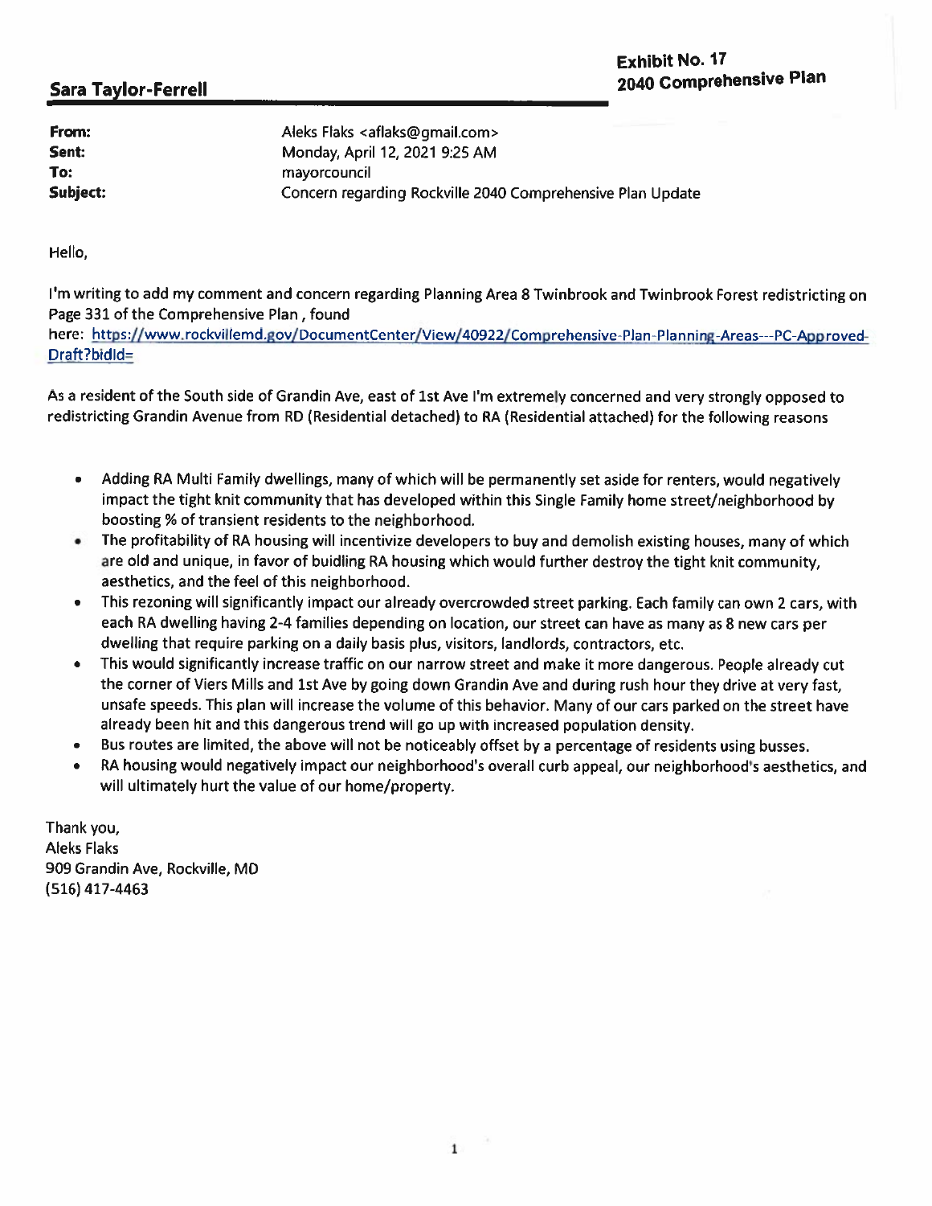**Exhibit No. 17**
**2040 Comprehensive Plan**

**Sara Taylor-Ferrell**

**From:** Aleks Flaks <aflaks@gmail.com>
**Sent:** Monday, April 12, 2021 9:25 AM
**To:** mayorcouncil
**Subject:** Concern regarding Rockville 2040 Comprehensive Plan Update

Hello,

I'm writing to add my comment and concern regarding Planning Area 8 Twinbrook and Twinbrook Forest redistricting on Page 331 of the Comprehensive Plan , found here: https://www.rockvillemd.gov/DocumentCenter/View/40922/Comprehensive-Plan-Planning-Areas---PC-Approved-Draft?bidId=

As a resident of the South side of Grandin Ave, east of 1st Ave I'm extremely concerned and very strongly opposed to redistricting Grandin Avenue from RD (Residential detached) to RA (Residential attached) for the following reasons

- Adding RA Multi Family dwellings, many of which will be permanently set aside for renters, would negatively impact the tight knit community that has developed within this Single Family home street/neighborhood by boosting % of transient residents to the neighborhood.
- The profitability of RA housing will incentivize developers to buy and demolish existing houses, many of which are old and unique, in favor of buidling RA housing which would further destroy the tight knit community, aesthetics, and the feel of this neighborhood.
- This rezoning will significantly impact our already overcrowded street parking. Each family can own 2 cars, with each RA dwelling having 2-4 families depending on location, our street can have as many as 8 new cars per dwelling that require parking on a daily basis plus, visitors, landlords, contractors, etc.
- This would significantly increase traffic on our narrow street and make it more dangerous. People already cut the corner of Viers Mills and 1st Ave by going down Grandin Ave and during rush hour they drive at very fast, unsafe speeds. This plan will increase the volume of this behavior. Many of our cars parked on the street have already been hit and this dangerous trend will go up with increased population density.
- Bus routes are limited, the above will not be noticeably offset by a percentage of residents using busses.
- RA housing would negatively impact our neighborhood's overall curb appeal, our neighborhood's aesthetics, and will ultimately hurt the value of our home/property.

Thank you,
Aleks Flaks
909 Grandin Ave, Rockville, MD
(516) 417-4463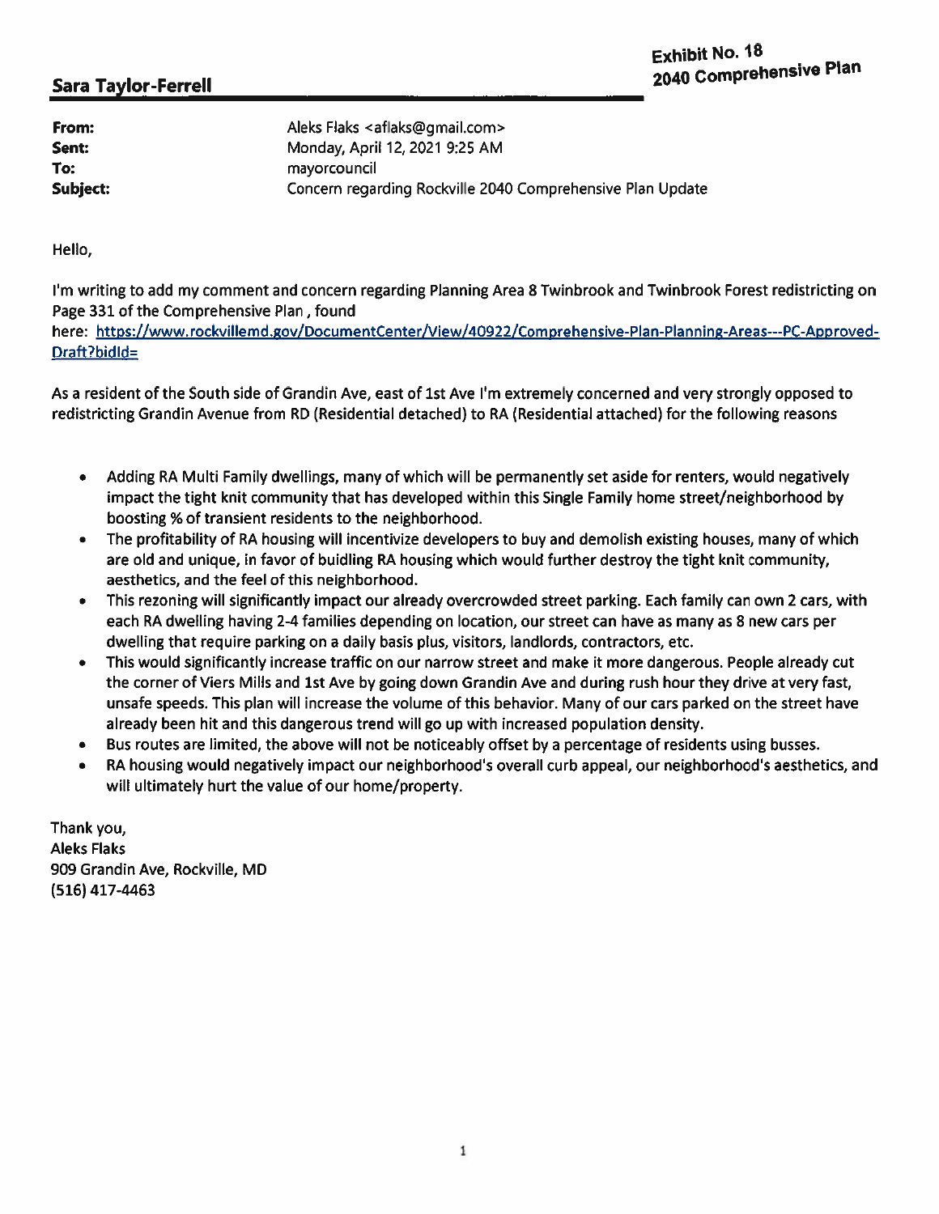**Sara Taylor-Ferrell**

**Exhibit No. 18**
**2040 Comprehensive Plan**

| | |
|---|---|
| **From:** | Aleks Flaks <aflaks@gmail.com> |
| **Sent:** | Monday, April 12, 2021 9:25 AM |
| **To:** | mayorcouncil |
| **Subject:** | Concern regarding Rockville 2040 Comprehensive Plan Update |

Hello,

I'm writing to add my comment and concern regarding Planning Area 8 Twinbrook and Twinbrook Forest redistricting on Page 331 of the Comprehensive Plan , found here: https://www.rockvillemd.gov/DocumentCenter/View/40922/Comprehensive-Plan-Planning-Areas---PC-Approved-Draft?bidId=

As a resident of the South side of Grandin Ave, east of 1st Ave I'm extremely concerned and very strongly opposed to redistricting Grandin Avenue from RD (Residential detached) to RA (Residential attached) for the following reasons

- Adding RA Multi Family dwellings, many of which will be permanently set aside for renters, would negatively impact the tight knit community that has developed within this Single Family home street/neighborhood by boosting % of transient residents to the neighborhood.
- The profitability of RA housing will incentivize developers to buy and demolish existing houses, many of which are old and unique, in favor of buidling RA housing which would further destroy the tight knit community, aesthetics, and the feel of this neighborhood.
- This rezoning will significantly impact our already overcrowded street parking. Each family can own 2 cars, with each RA dwelling having 2-4 families depending on location, our street can have as many as 8 new cars per dwelling that require parking on a daily basis plus, visitors, landlords, contractors, etc.
- This would significantly increase traffic on our narrow street and make it more dangerous. People already cut the corner of Viers Mills and 1st Ave by going down Grandin Ave and during rush hour they drive at very fast, unsafe speeds. This plan will increase the volume of this behavior. Many of our cars parked on the street have already been hit and this dangerous trend will go up with increased population density.
- Bus routes are limited, the above will not be noticeably offset by a percentage of residents using busses.
- RA housing would negatively impact our neighborhood's overall curb appeal, our neighborhood's aesthetics, and will ultimately hurt the value of our home/property.

Thank you,
Aleks Flaks
909 Grandin Ave, Rockville, MD
(516) 417-4463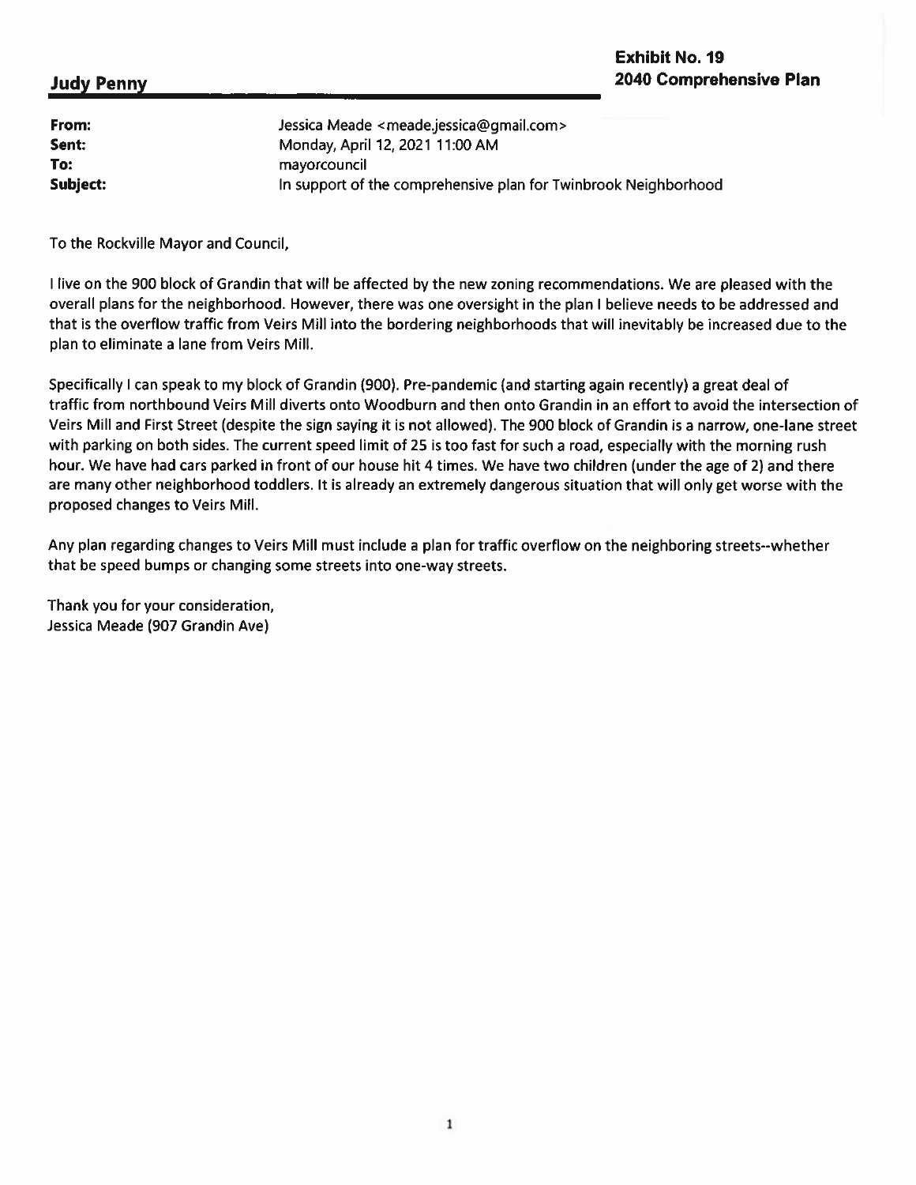**Judy Penny**

**Exhibit No. 19**
**2040 Comprehensive Plan**

**From:** Jessica Meade <meade.jessica@gmail.com>
**Sent:** Monday, April 12, 2021 11:00 AM
**To:** mayorcouncil
**Subject:** In support of the comprehensive plan for Twinbrook Neighborhood

To the Rockville Mayor and Council,

I live on the 900 block of Grandin that will be affected by the new zoning recommendations. We are pleased with the overall plans for the neighborhood. However, there was one oversight in the plan I believe needs to be addressed and that is the overflow traffic from Veirs Mill into the bordering neighborhoods that will inevitably be increased due to the plan to eliminate a lane from Veirs Mill.

Specifically I can speak to my block of Grandin (900). Pre-pandemic (and starting again recently) a great deal of traffic from northbound Veirs Mill diverts onto Woodburn and then onto Grandin in an effort to avoid the intersection of Veirs Mill and First Street (despite the sign saying it is not allowed). The 900 block of Grandin is a narrow, one-lane street with parking on both sides. The current speed limit of 25 is too fast for such a road, especially with the morning rush hour. We have had cars parked in front of our house hit 4 times. We have two children (under the age of 2) and there are many other neighborhood toddlers. It is already an extremely dangerous situation that will only get worse with the proposed changes to Veirs Mill.

Any plan regarding changes to Veirs Mill must include a plan for traffic overflow on the neighboring streets--whether that be speed bumps or changing some streets into one-way streets.

Thank you for your consideration,
Jessica Meade (907 Grandin Ave)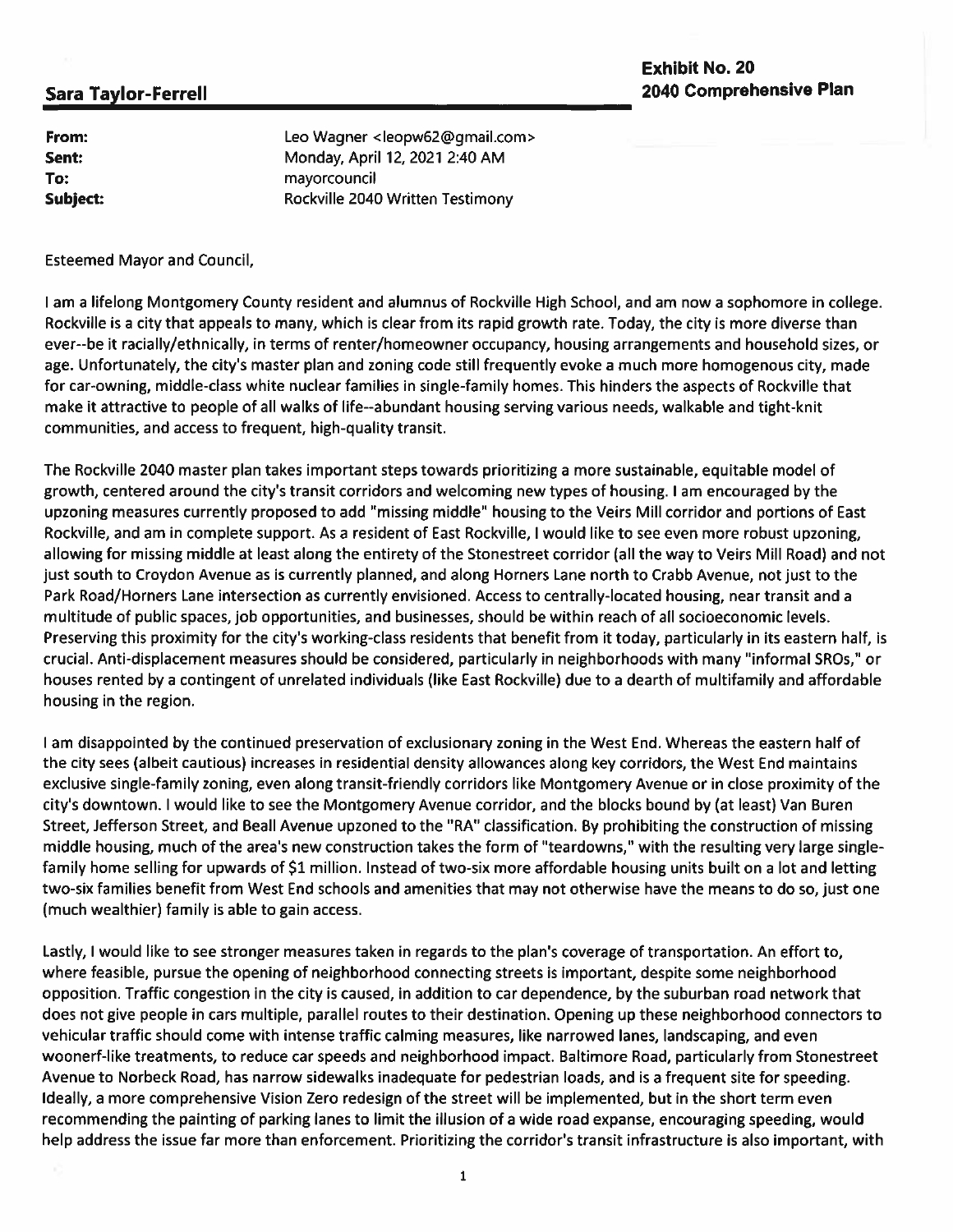**Exhibit No. 20**
**2040 Comprehensive Plan**

## Sara Taylor-Ferrell

**From:** Leo Wagner <leopw62@gmail.com>
**Sent:** Monday, April 12, 2021 2:40 AM
**To:** mayorcouncil
**Subject:** Rockville 2040 Written Testimony

Esteemed Mayor and Council,

I am a lifelong Montgomery County resident and alumnus of Rockville High School, and am now a sophomore in college. Rockville is a city that appeals to many, which is clear from its rapid growth rate. Today, the city is more diverse than ever--be it racially/ethnically, in terms of renter/homeowner occupancy, housing arrangements and household sizes, or age. Unfortunately, the city's master plan and zoning code still frequently evoke a much more homogenous city, made for car-owning, middle-class white nuclear families in single-family homes. This hinders the aspects of Rockville that make it attractive to people of all walks of life--abundant housing serving various needs, walkable and tight-knit communities, and access to frequent, high-quality transit.

The Rockville 2040 master plan takes important steps towards prioritizing a more sustainable, equitable model of growth, centered around the city's transit corridors and welcoming new types of housing. I am encouraged by the upzoning measures currently proposed to add "missing middle" housing to the Veirs Mill corridor and portions of East Rockville, and am in complete support. As a resident of East Rockville, I would like to see even more robust upzoning, allowing for missing middle at least along the entirety of the Stonestreet corridor (all the way to Veirs Mill Road) and not just south to Croydon Avenue as is currently planned, and along Horners Lane north to Crabb Avenue, not just to the Park Road/Horners Lane intersection as currently envisioned. Access to centrally-located housing, near transit and a multitude of public spaces, job opportunities, and businesses, should be within reach of all socioeconomic levels. Preserving this proximity for the city's working-class residents that benefit from it today, particularly in its eastern half, is crucial. Anti-displacement measures should be considered, particularly in neighborhoods with many "informal SROs," or houses rented by a contingent of unrelated individuals (like East Rockville) due to a dearth of multifamily and affordable housing in the region.

I am disappointed by the continued preservation of exclusionary zoning in the West End. Whereas the eastern half of the city sees (albeit cautious) increases in residential density allowances along key corridors, the West End maintains exclusive single-family zoning, even along transit-friendly corridors like Montgomery Avenue or in close proximity of the city's downtown. I would like to see the Montgomery Avenue corridor, and the blocks bound by (at least) Van Buren Street, Jefferson Street, and Beall Avenue upzoned to the "RA" classification. By prohibiting the construction of missing middle housing, much of the area's new construction takes the form of "teardowns," with the resulting very large single-family home selling for upwards of $1 million. Instead of two-six more affordable housing units built on a lot and letting two-six families benefit from West End schools and amenities that may not otherwise have the means to do so, just one (much wealthier) family is able to gain access.

Lastly, I would like to see stronger measures taken in regards to the plan's coverage of transportation. An effort to, where feasible, pursue the opening of neighborhood connecting streets is important, despite some neighborhood opposition. Traffic congestion in the city is caused, in addition to car dependence, by the suburban road network that does not give people in cars multiple, parallel routes to their destination. Opening up these neighborhood connectors to vehicular traffic should come with intense traffic calming measures, like narrowed lanes, landscaping, and even woonerf-like treatments, to reduce car speeds and neighborhood impact. Baltimore Road, particularly from Stonestreet Avenue to Norbeck Road, has narrow sidewalks inadequate for pedestrian loads, and is a frequent site for speeding. Ideally, a more comprehensive Vision Zero redesign of the street will be implemented, but in the short term even recommending the painting of parking lanes to limit the illusion of a wide road expanse, encouraging speeding, would help address the issue far more than enforcement. Prioritizing the corridor's transit infrastructure is also important, with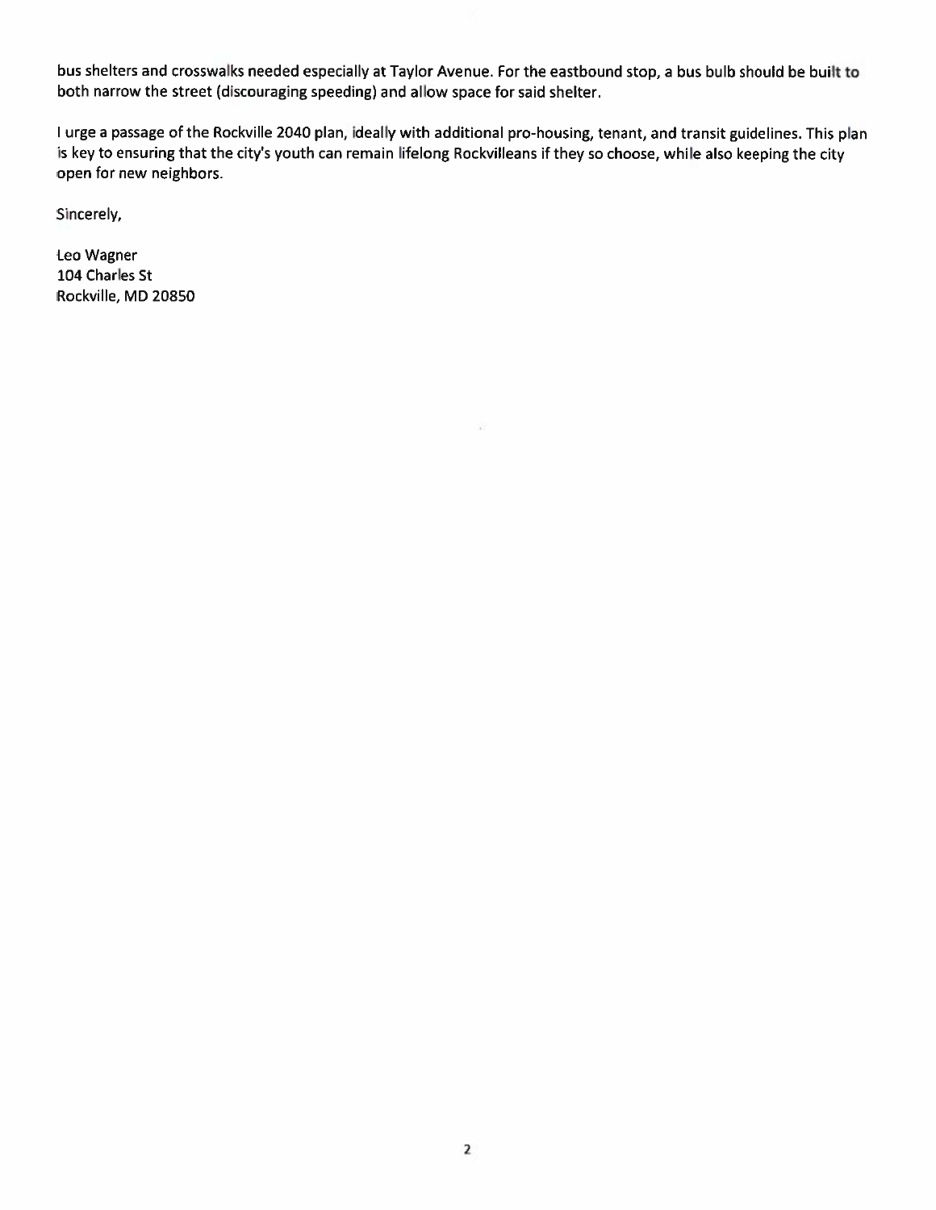bus shelters and crosswalks needed especially at Taylor Avenue. For the eastbound stop, a bus bulb should be built to both narrow the street (discouraging speeding) and allow space for said shelter.

I urge a passage of the Rockville 2040 plan, ideally with additional pro-housing, tenant, and transit guidelines. This plan is key to ensuring that the city's youth can remain lifelong Rockvilleans if they so choose, while also keeping the city open for new neighbors.

Sincerely,

Leo Wagner
104 Charles St
Rockville, MD 20850